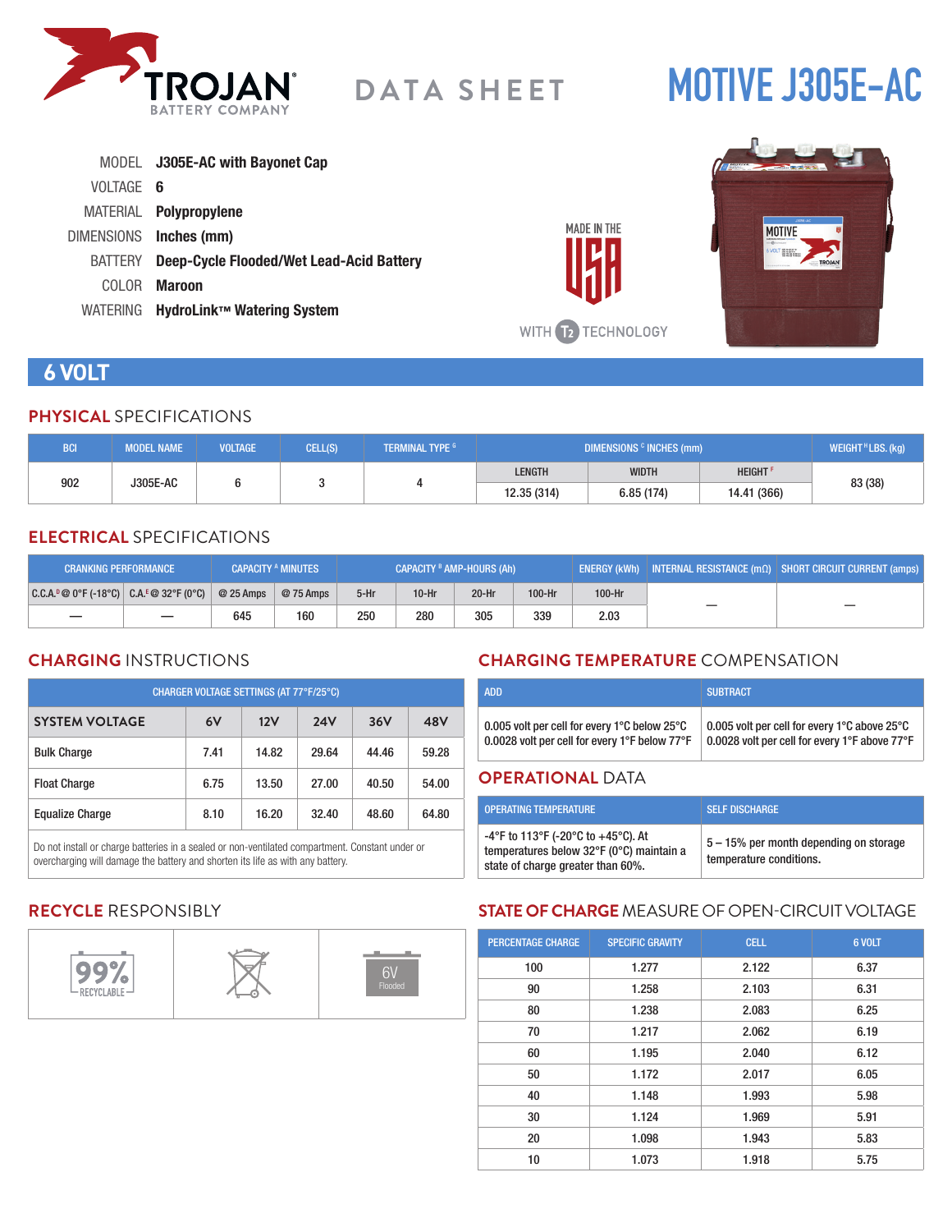TROJAN BATTERY COMPANY

DATA SHEET

# MOTIVE J305E-AC

MODEL **J305E-AC with Bayonet Cap**
VOLTAGE **6**
MATERIAL **Polypropylene**
DIMENSIONS **Inches (mm)**
BATTERY **Deep-Cycle Flooded/Wet Lead-Acid Battery**
COLOR **Maroon**
WATERING **HydroLink™ Watering System**

MADE IN THE USA

WITH T2 TECHNOLOGY

## 6 VOLT

### PHYSICAL SPECIFICATIONS

| BCI | MODEL NAME | VOLTAGE | CELL(S) | TERMINAL TYPE [G] | DIMENSIONS [C] INCHES (mm) | | | WEIGHT [H] LBS. (kg) |
|---|---|---|---|---|---|---|---|---|
| | | | | | LENGTH | WIDTH | HEIGHT [F] | |
| 902 | J305E-AC | 6 | 3 | 4 | 12.35 (314) | 6.85 (174) | 14.41 (366) | 83 (38) |

### ELECTRICAL SPECIFICATIONS

| CRANKING PERFORMANCE | | CAPACITY [A] MINUTES | | CAPACITY [B] AMP-HOURS (Ah) | | | | ENERGY (kWh) | INTERNAL RESISTANCE (mΩ) | SHORT CIRCUIT CURRENT (amps) |
|---|---|---|---|---|---|---|---|---|---|---|
| C.C.A.[D] @ 0°F (-18°C) | C.A.[E] @ 32°F (0°C) | @ 25 Amps | @ 75 Amps | 5-Hr | 10-Hr | 20-Hr | 100-Hr | 100-Hr | | |
| — | — | 645 | 160 | 250 | 280 | 305 | 339 | 2.03 | — | — |

### CHARGING INSTRUCTIONS

| CHARGER VOLTAGE SETTINGS (AT 77°F/25°C) | | | | | |
|---|---|---|---|---|---|
| SYSTEM VOLTAGE | 6V | 12V | 24V | 36V | 48V |
| Bulk Charge | 7.41 | 14.82 | 29.64 | 44.46 | 59.28 |
| Float Charge | 6.75 | 13.50 | 27.00 | 40.50 | 54.00 |
| Equalize Charge | 8.10 | 16.20 | 32.40 | 48.60 | 64.80 |

Do not install or charge batteries in a sealed or non-ventilated compartment. Constant under or overcharging will damage the battery and shorten its life as with any battery.

### CHARGING TEMPERATURE COMPENSATION

| ADD | SUBTRACT |
|---|---|
| 0.005 volt per cell for every 1°C below 25°C<br>0.0028 volt per cell for every 1°F below 77°F | 0.005 volt per cell for every 1°C above 25°C<br>0.0028 volt per cell for every 1°F above 77°F |

### OPERATIONAL DATA

| OPERATING TEMPERATURE | SELF DISCHARGE |
|---|---|
| -4°F to 113°F (-20°C to +45°C). At temperatures below 32°F (0°C) maintain a state of charge greater than 60%. | 5 – 15% per month depending on storage temperature conditions. |

### RECYCLE RESPONSIBLY

99% RECYCLABLE | 6V Flooded

### STATE OF CHARGE MEASURE OF OPEN-CIRCUIT VOLTAGE

| PERCENTAGE CHARGE | SPECIFIC GRAVITY | CELL | 6 VOLT |
|---|---|---|---|
| 100 | 1.277 | 2.122 | 6.37 |
| 90 | 1.258 | 2.103 | 6.31 |
| 80 | 1.238 | 2.083 | 6.25 |
| 70 | 1.217 | 2.062 | 6.19 |
| 60 | 1.195 | 2.040 | 6.12 |
| 50 | 1.172 | 2.017 | 6.05 |
| 40 | 1.148 | 1.993 | 5.98 |
| 30 | 1.124 | 1.969 | 5.91 |
| 20 | 1.098 | 1.943 | 5.83 |
| 10 | 1.073 | 1.918 | 5.75 |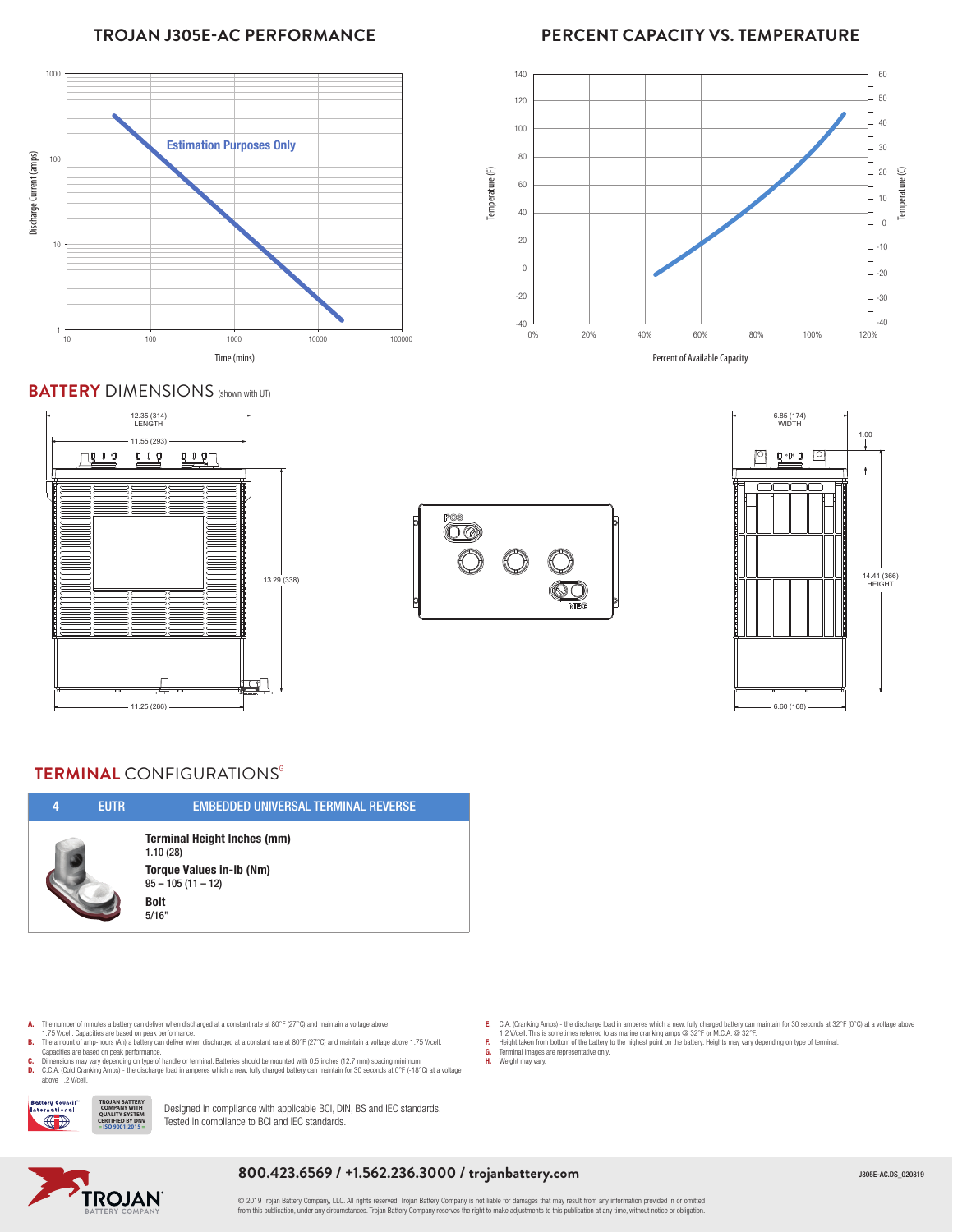## TROJAN J305E-AC PERFORMANCE

Discharge Current (amps)

1000
100
10
1

10
100
1000
10000
100000

Time (mins)

Estimation Purposes Only

## PERCENT CAPACITY VS. TEMPERATURE

Temperature (F)

140
120
100
80
60
40
20
0
-20
-40

Temperature (C)

60
50
40
30
20
10
0
-10
-20
-30
-40

0%
20%
40%
60%
80%
100%
120%

Percent of Available Capacity

## BATTERY DIMENSIONS (shown with UT)

12.35 (314) LENGTH

11.55 (293)

13.29 (338)

11.25 (286)

POS

NEG

6.85 (174) WIDTH

1.00

14.41 (366) HEIGHT

6.60 (168)

## TERMINAL CONFIGURATIONS[G]

| 4 | EUTR | EMBEDDED UNIVERSAL TERMINAL REVERSE |
|---|---|---|
| | | **Terminal Height Inches (mm)** 1.10 (28) **Torque Values in-lb (Nm)** 95 – 105 (11 – 12) **Bolt** 5/16" |

**A.** The number of minutes a battery can deliver when discharged at a constant rate at 80°F (27°C) and maintain a voltage above 1.75 V/cell. Capacities are based on peak performance.
**B.** The amount of amp-hours (Ah) a battery can deliver when discharged at a constant rate at 80°F (27°C) and maintain a voltage above 1.75 V/cell. Capacities are based on peak performance.
**C.** Dimensions may vary depending on type of handle or terminal. Batteries should be mounted with 0.5 inches (12.7 mm) spacing minimum.
**D.** C.C.A. (Cold Cranking Amps) - the discharge load in amperes which a new, fully charged battery can maintain for 30 seconds at 0°F (-18°C) at a voltage above 1.2 V/cell.
**E.** C.A. (Cranking Amps) - the discharge load in amperes which a new, fully charged battery can maintain for 30 seconds at 32°F (0°C) at a voltage above 1.2 V/cell. This is sometimes referred to as marine cranking amps @ 32°F or M.C.A. @ 32°F.
**F.** Height taken from bottom of the battery to the highest point on the battery. Heights may vary depending on type of terminal.
**G.** Terminal images are representative only.
**H.** Weight may vary.

Battery Council International

TROJAN BATTERY COMPANY WITH QUALITY SYSTEM CERTIFIED BY DNV = ISO 9001:2015 =

Designed in compliance with applicable BCI, DIN, BS and IEC standards.
Tested in compliance to BCI and IEC standards.

TROJAN BATTERY COMPANY

**800.423.6569 / +1.562.236.3000 / trojanbattery.com**

J305E-AC.DS_020819

© 2019 Trojan Battery Company, LLC. All rights reserved. Trojan Battery Company is not liable for damages that may result from any information provided in or omitted from this publication, under any circumstances. Trojan Battery Company reserves the right to make adjustments to this publication at any time, without notice or obligation.